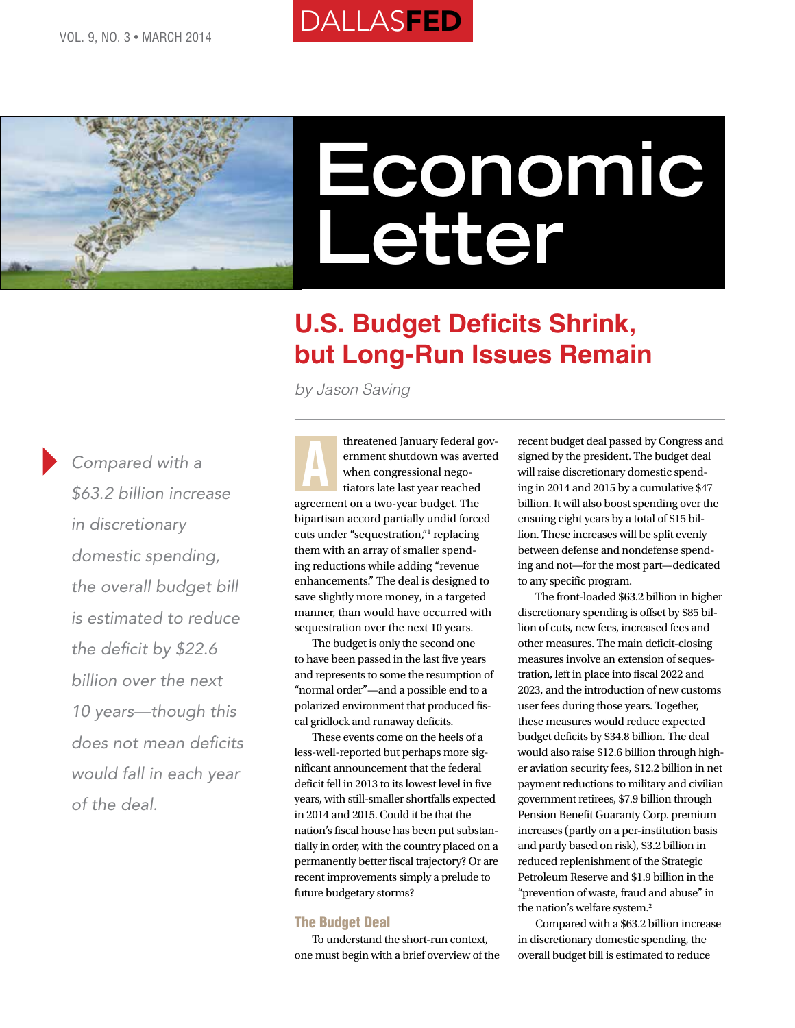# Economic Letter

## U.S. Budget Deficits Shrink, but Long-Run Issues Remain

*by Jason Saving*

> *Compared with a $63.2 billion increase in discretionary domestic spending, the overall budget bill is estimated to reduce the deficit by $22.6 billion over the next 10 years—though this does not mean deficits would fall in each year of the deal.*

A threatened January federal government shutdown was averted when congressional negotiators late last year reached agreement on a two-year budget. The bipartisan accord partially undid forced cuts under "sequestration,"[1] replacing them with an array of smaller spending reductions while adding "revenue enhancements." The deal is designed to save slightly more money, in a targeted manner, than would have occurred with sequestration over the next 10 years.

The budget is only the second one to have been passed in the last five years and represents to some the resumption of "normal order"—and a possible end to a polarized environment that produced fiscal gridlock and runaway deficits.

These events come on the heels of a less-well-reported but perhaps more significant announcement that the federal deficit fell in 2013 to its lowest level in five years, with still-smaller shortfalls expected in 2014 and 2015. Could it be that the nation's fiscal house has been put substantially in order, with the country placed on a permanently better fiscal trajectory? Or are recent improvements simply a prelude to future budgetary storms?

### The Budget Deal

To understand the short-run context, one must begin with a brief overview of the recent budget deal passed by Congress and signed by the president. The budget deal will raise discretionary domestic spending in 2014 and 2015 by a cumulative $47 billion. It will also boost spending over the ensuing eight years by a total of $15 billion. These increases will be split evenly between defense and nondefense spending and not—for the most part—dedicated to any specific program.

The front-loaded $63.2 billion in higher discretionary spending is offset by $85 billion of cuts, new fees, increased fees and other measures. The main deficit-closing measures involve an extension of sequestration, left in place into fiscal 2022 and 2023, and the introduction of new customs user fees during those years. Together, these measures would reduce expected budget deficits by $34.8 billion. The deal would also raise $12.6 billion through higher aviation security fees, $12.2 billion in net payment reductions to military and civilian government retirees, $7.9 billion through Pension Benefit Guaranty Corp. premium increases (partly on a per-institution basis and partly based on risk), $3.2 billion in reduced replenishment of the Strategic Petroleum Reserve and $1.9 billion in the "prevention of waste, fraud and abuse" in the nation's welfare system.[2]

Compared with a $63.2 billion increase in discretionary domestic spending, the overall budget bill is estimated to reduce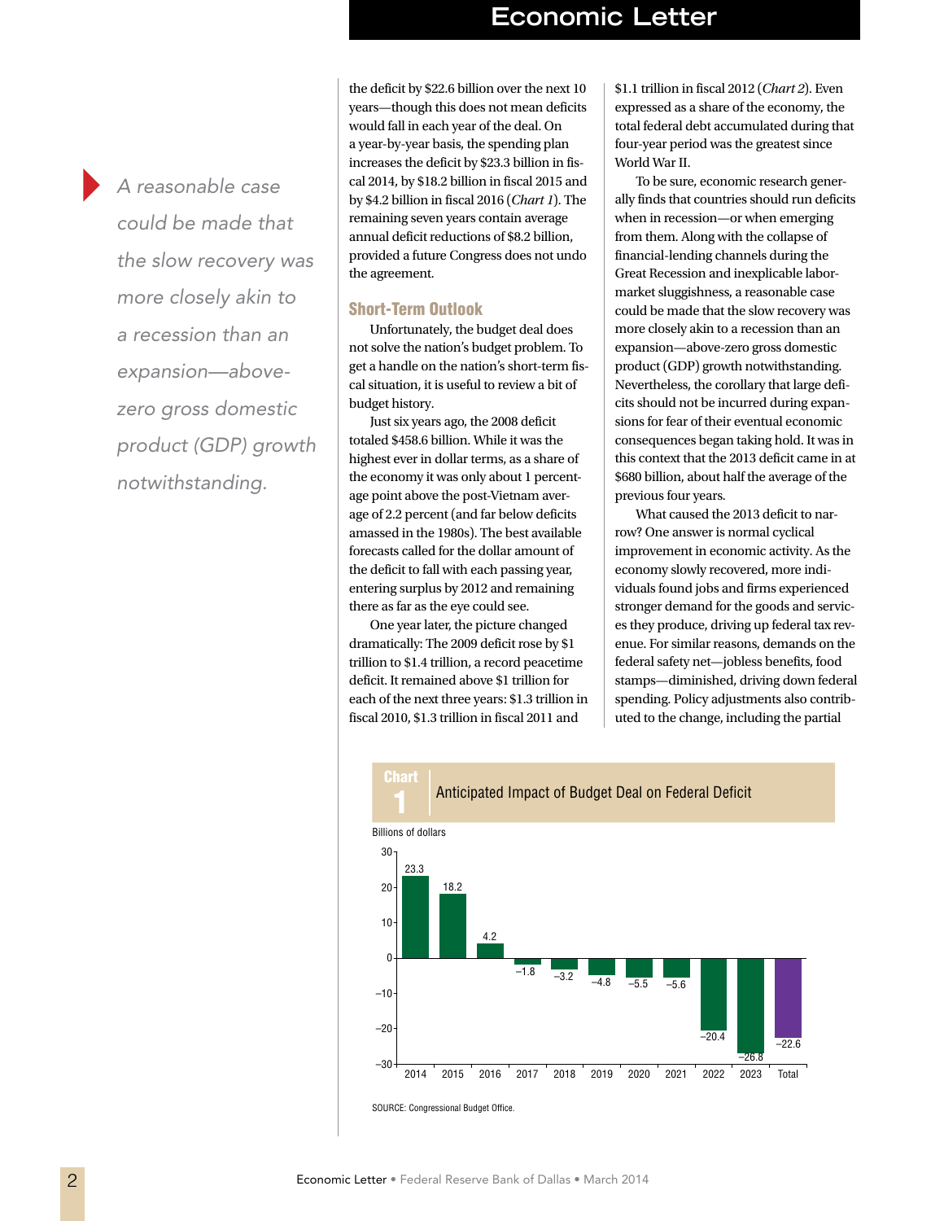the deficit by $22.6 billion over the next 10 years—though this does not mean deficits would fall in each year of the deal. On a year-by-year basis, the spending plan increases the deficit by $23.3 billion in fiscal 2014, by $18.2 billion in fiscal 2015 and by $4.2 billion in fiscal 2016 (*Chart 1*). The remaining seven years contain average annual deficit reductions of $8.2 billion, provided a future Congress does not undo the agreement.

## Short-Term Outlook

Unfortunately, the budget deal does not solve the nation's budget problem. To get a handle on the nation's short-term fiscal situation, it is useful to review a bit of budget history.

Just six years ago, the 2008 deficit totaled $458.6 billion. While it was the highest ever in dollar terms, as a share of the economy it was only about 1 percentage point above the post-Vietnam average of 2.2 percent (and far below deficits amassed in the 1980s). The best available forecasts called for the dollar amount of the deficit to fall with each passing year, entering surplus by 2012 and remaining there as far as the eye could see.

One year later, the picture changed dramatically: The 2009 deficit rose by $1 trillion to $1.4 trillion, a record peacetime deficit. It remained above $1 trillion for each of the next three years: $1.3 trillion in fiscal 2010, $1.3 trillion in fiscal 2011 and $1.1 trillion in fiscal 2012 (*Chart 2*). Even expressed as a share of the economy, the total federal debt accumulated during that four-year period was the greatest since World War II.

To be sure, economic research generally finds that countries should run deficits when in recession—or when emerging from them. Along with the collapse of financial-lending channels during the Great Recession and inexplicable labor-market sluggishness, a reasonable case could be made that the slow recovery was more closely akin to a recession than an expansion—above-zero gross domestic product (GDP) growth notwithstanding. Nevertheless, the corollary that large deficits should not be incurred during expansions for fear of their eventual economic consequences began taking hold. It was in this context that the 2013 deficit came in at $680 billion, about half the average of the previous four years.

What caused the 2013 deficit to narrow? One answer is normal cyclical improvement in economic activity. As the economy slowly recovered, more individuals found jobs and firms experienced stronger demand for the goods and services they produce, driving up federal tax revenue. For similar reasons, demands on the federal safety net—jobless benefits, food stamps—diminished, driving down federal spending. Policy adjustments also contributed to the change, including the partial

*A reasonable case could be made that the slow recovery was more closely akin to a recession than an expansion—above-zero gross domestic product (GDP) growth notwithstanding.*

**Chart 1** Anticipated Impact of Budget Deal on Federal Deficit

Billions of dollars

| Year | Impact |
|---|---|
| 2014 | 23.3 |
| 2015 | 18.2 |
| 2016 | 4.2 |
| 2017 | –1.8 |
| 2018 | –3.2 |
| 2019 | –4.8 |
| 2020 | –5.5 |
| 2021 | –5.6 |
| 2022 | –20.4 |
| 2023 | –26.8 |
| Total | –22.6 |

SOURCE: Congressional Budget Office.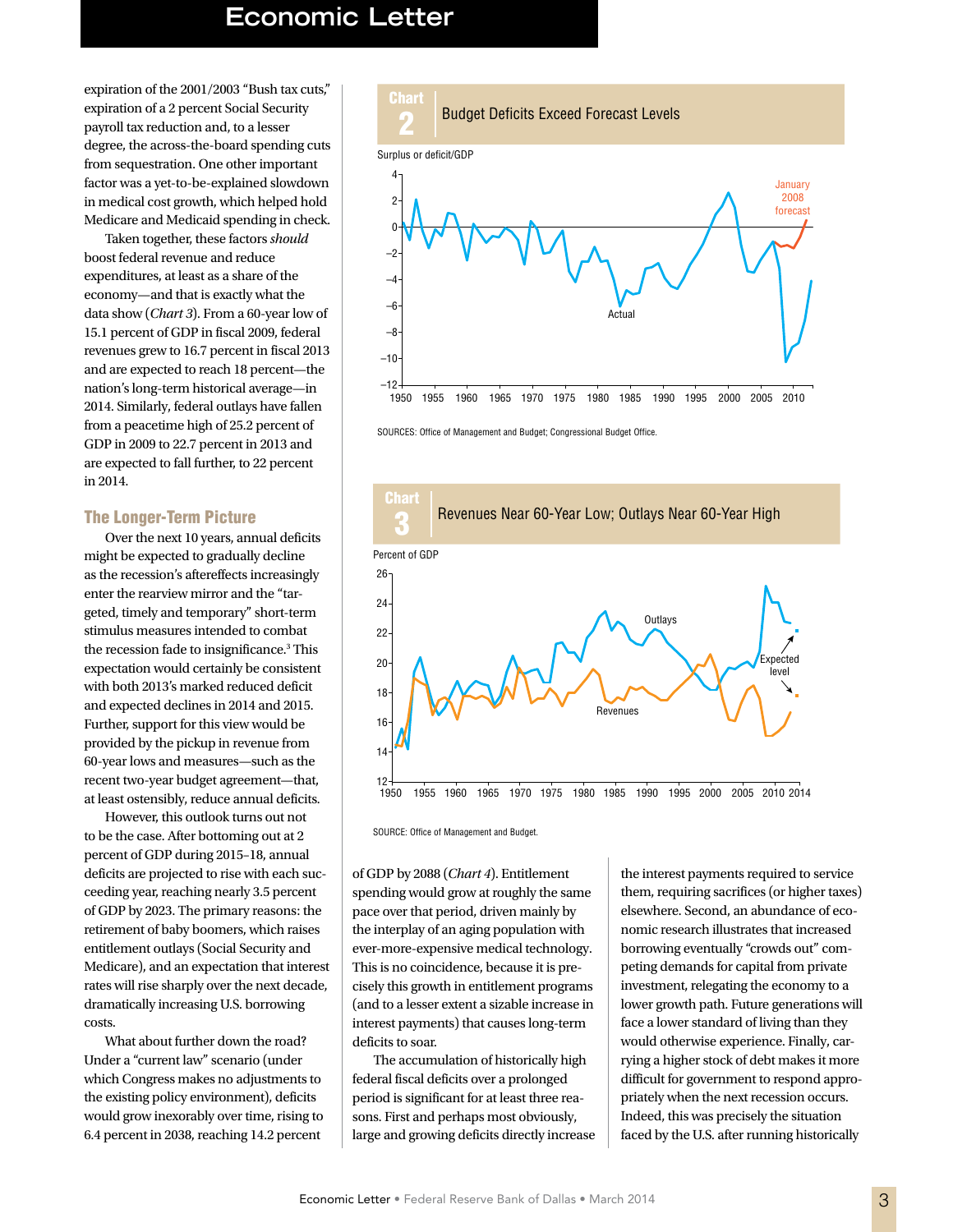expiration of the 2001/2003 "Bush tax cuts," expiration of a 2 percent Social Security payroll tax reduction and, to a lesser degree, the across-the-board spending cuts from sequestration. One other important factor was a yet-to-be-explained slowdown in medical cost growth, which helped hold Medicare and Medicaid spending in check.

Taken together, these factors *should* boost federal revenue and reduce expenditures, at least as a share of the economy—and that is exactly what the data show (*Chart 3*). From a 60-year low of 15.1 percent of GDP in fiscal 2009, federal revenues grew to 16.7 percent in fiscal 2013 and are expected to reach 18 percent—the nation's long-term historical average—in 2014. Similarly, federal outlays have fallen from a peacetime high of 25.2 percent of GDP in 2009 to 22.7 percent in 2013 and are expected to fall further, to 22 percent in 2014.

**Chart 2** Budget Deficits Exceed Forecast Levels

SOURCES: Office of Management and Budget; Congressional Budget Office.

**Chart 3** Revenues Near 60-Year Low; Outlays Near 60-Year High

SOURCE: Office of Management and Budget.

## The Longer-Term Picture

Over the next 10 years, annual deficits might be expected to gradually decline as the recession's aftereffects increasingly enter the rearview mirror and the "targeted, timely and temporary" short-term stimulus measures intended to combat the recession fade to insignificance.[3] This expectation would certainly be consistent with both 2013's marked reduced deficit and expected declines in 2014 and 2015. Further, support for this view would be provided by the pickup in revenue from 60-year lows and measures—such as the recent two-year budget agreement—that, at least ostensibly, reduce annual deficits.

However, this outlook turns out not to be the case. After bottoming out at 2 percent of GDP during 2015–18, annual deficits are projected to rise with each succeeding year, reaching nearly 3.5 percent of GDP by 2023. The primary reasons: the retirement of baby boomers, which raises entitlement outlays (Social Security and Medicare), and an expectation that interest rates will rise sharply over the next decade, dramatically increasing U.S. borrowing costs.

What about further down the road? Under a "current law" scenario (under which Congress makes no adjustments to the existing policy environment), deficits would grow inexorably over time, rising to 6.4 percent in 2038, reaching 14.2 percent of GDP by 2088 (*Chart 4*). Entitlement spending would grow at roughly the same pace over that period, driven mainly by the interplay of an aging population with ever-more-expensive medical technology. This is no coincidence, because it is precisely this growth in entitlement programs (and to a lesser extent a sizable increase in interest payments) that causes long-term deficits to soar.

The accumulation of historically high federal fiscal deficits over a prolonged period is significant for at least three reasons. First and perhaps most obviously, large and growing deficits directly increase the interest payments required to service them, requiring sacrifices (or higher taxes) elsewhere. Second, an abundance of economic research illustrates that increased borrowing eventually "crowds out" competing demands for capital from private investment, relegating the economy to a lower growth path. Future generations will face a lower standard of living than they would otherwise experience. Finally, carrying a higher stock of debt makes it more difficult for government to respond appropriately when the next recession occurs. Indeed, this was precisely the situation faced by the U.S. after running historically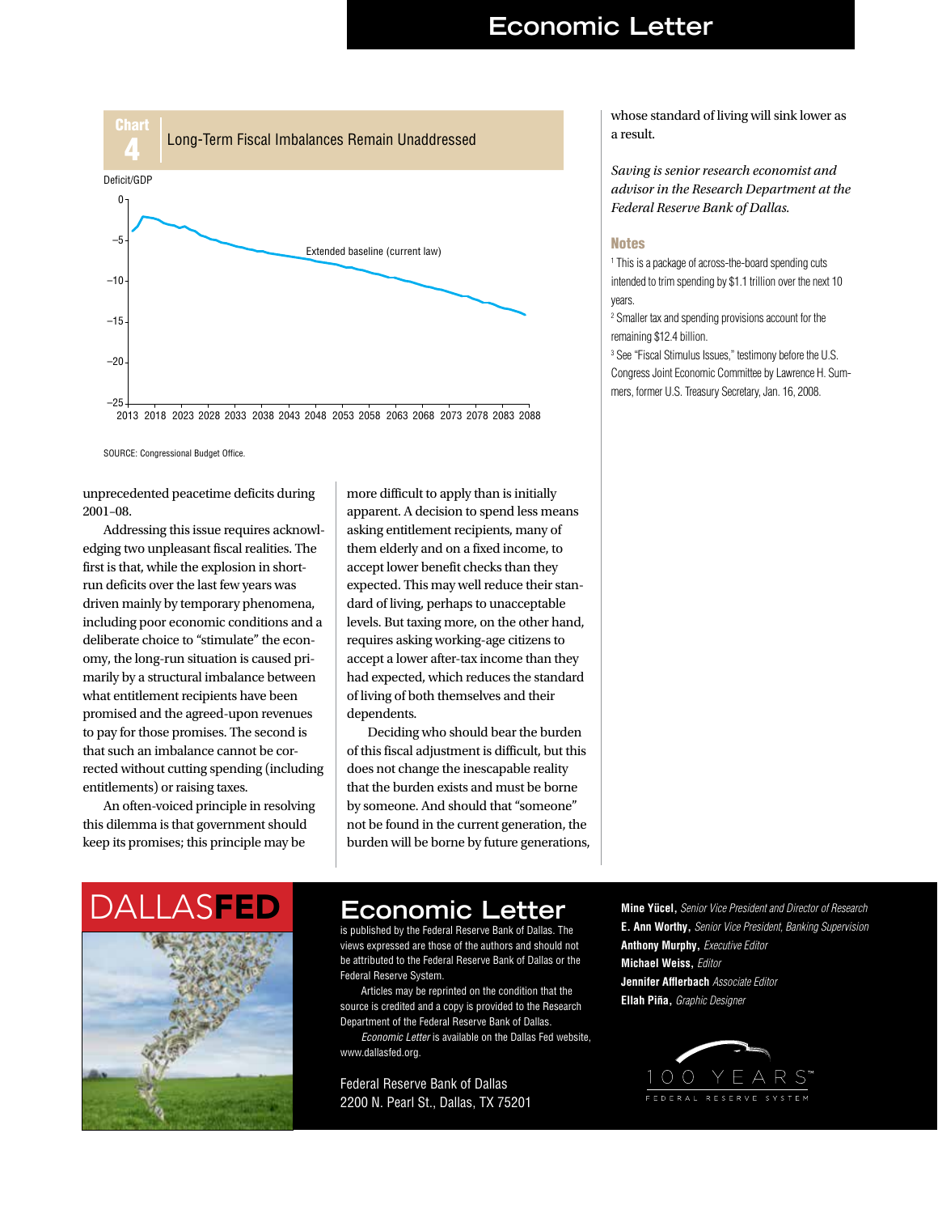**Chart 4** Long-Term Fiscal Imbalances Remain Unaddressed

Deficit/GDP

0

–5

–10

–15

–20

–25

Extended baseline (current law)

2013 2018 2023 2028 2033 2038 2043 2048 2053 2058 2063 2068 2073 2078 2083 2088

SOURCE: Congressional Budget Office.

unprecedented peacetime deficits during 2001–08.

Addressing this issue requires acknowledging two unpleasant fiscal realities. The first is that, while the explosion in short-run deficits over the last few years was driven mainly by temporary phenomena, including poor economic conditions and a deliberate choice to "stimulate" the economy, the long-run situation is caused primarily by a structural imbalance between what entitlement recipients have been promised and the agreed-upon revenues to pay for those promises. The second is that such an imbalance cannot be corrected without cutting spending (including entitlements) or raising taxes.

An often-voiced principle in resolving this dilemma is that government should keep its promises; this principle may be more difficult to apply than is initially apparent. A decision to spend less means asking entitlement recipients, many of them elderly and on a fixed income, to accept lower benefit checks than they expected. This may well reduce their standard of living, perhaps to unacceptable levels. But taxing more, on the other hand, requires asking working-age citizens to accept a lower after-tax income than they had expected, which reduces the standard of living of both themselves and their dependents.

Deciding who should bear the burden of this fiscal adjustment is difficult, but this does not change the inescapable reality that the burden exists and must be borne by someone. And should that "someone" not be found in the current generation, the burden will be borne by future generations, whose standard of living will sink lower as a result.

*Saving is senior research economist and advisor in the Research Department at the Federal Reserve Bank of Dallas.*

## Notes

[1] This is a package of across-the-board spending cuts intended to trim spending by $1.1 trillion over the next 10 years.

[2] Smaller tax and spending provisions account for the remaining $12.4 billion.

[3] See "Fiscal Stimulus Issues," testimony before the U.S. Congress Joint Economic Committee by Lawrence H. Summers, former U.S. Treasury Secretary, Jan. 16, 2008.

DALLAS**FED**

## Economic Letter

is published by the Federal Reserve Bank of Dallas. The views expressed are those of the authors and should not be attributed to the Federal Reserve Bank of Dallas or the Federal Reserve System.

Articles may be reprinted on the condition that the source is credited and a copy is provided to the Research Department of the Federal Reserve Bank of Dallas.

*Economic Letter* is available on the Dallas Fed website, www.dallasfed.org.

Federal Reserve Bank of Dallas
2200 N. Pearl St., Dallas, TX 75201

**Mine Yücel,** *Senior Vice President and Director of Research*
**E. Ann Worthy,** *Senior Vice President, Banking Supervision*
**Anthony Murphy,** *Executive Editor*
**Michael Weiss,** *Editor*
**Jennifer Afflerbach** *Associate Editor*
**Ellah Piña,** *Graphic Designer*

100 YEARS™
FEDERAL RESERVE SYSTEM